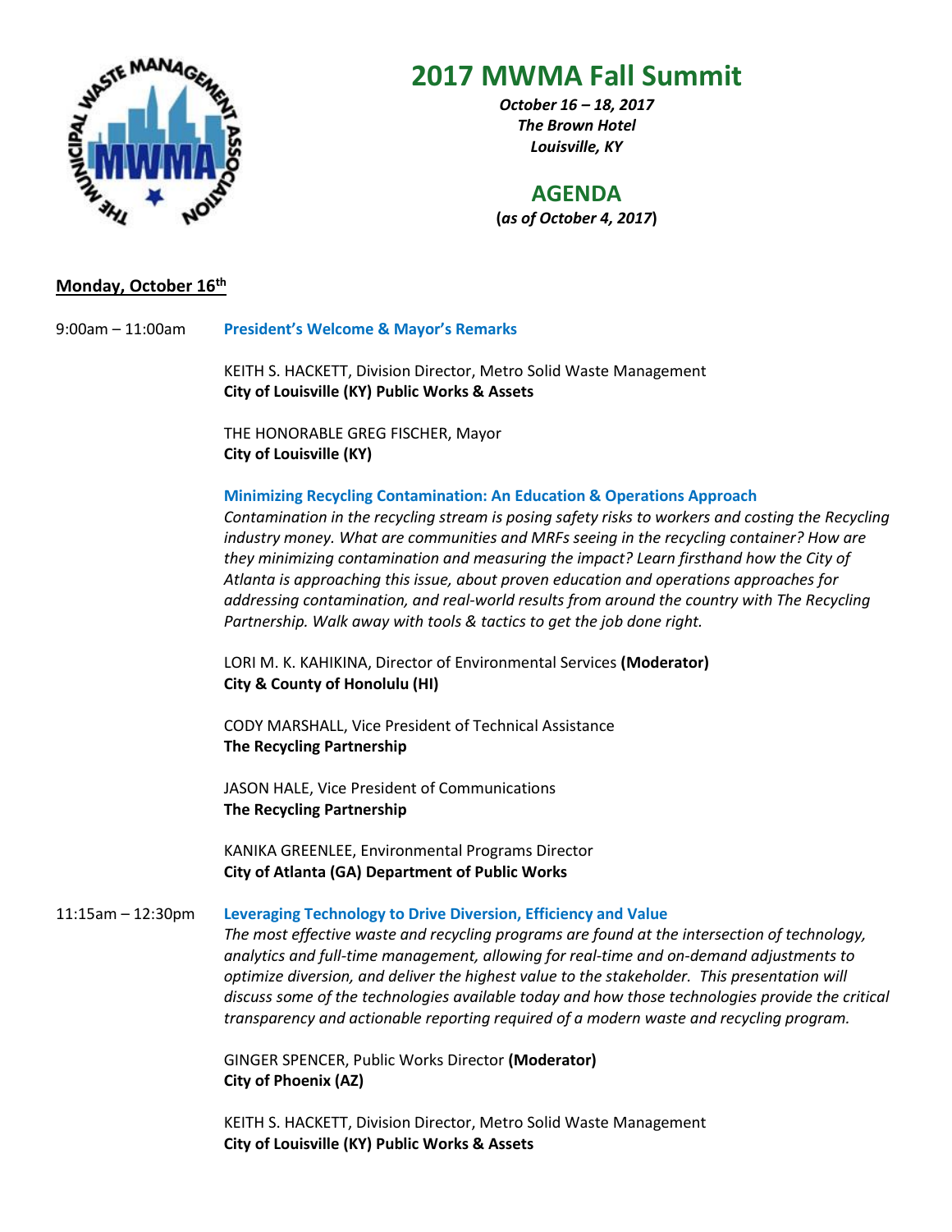# 2017 MWMA Fall Summit

***October 16 – 18, 2017***
***The Brown Hotel***
***Louisville, KY***

## AGENDA

**(*as of October 4, 2017*)**

**Monday, October 16th**

9:00am – 11:00am

**President's Welcome & Mayor's Remarks**

KEITH S. HACKETT, Division Director, Metro Solid Waste Management
**City of Louisville (KY) Public Works & Assets**

THE HONORABLE GREG FISCHER, Mayor
**City of Louisville (KY)**

**Minimizing Recycling Contamination: An Education & Operations Approach**

*Contamination in the recycling stream is posing safety risks to workers and costing the Recycling industry money. What are communities and MRFs seeing in the recycling container? How are they minimizing contamination and measuring the impact? Learn firsthand how the City of Atlanta is approaching this issue, about proven education and operations approaches for addressing contamination, and real-world results from around the country with The Recycling Partnership. Walk away with tools & tactics to get the job done right.*

LORI M. K. KAHIKINA, Director of Environmental Services **(Moderator)**
**City & County of Honolulu (HI)**

CODY MARSHALL, Vice President of Technical Assistance
**The Recycling Partnership**

JASON HALE, Vice President of Communications
**The Recycling Partnership**

KANIKA GREENLEE, Environmental Programs Director
**City of Atlanta (GA) Department of Public Works**

11:15am – 12:30pm

**Leveraging Technology to Drive Diversion, Efficiency and Value**

*The most effective waste and recycling programs are found at the intersection of technology, analytics and full-time management, allowing for real-time and on-demand adjustments to optimize diversion, and deliver the highest value to the stakeholder. This presentation will discuss some of the technologies available today and how those technologies provide the critical transparency and actionable reporting required of a modern waste and recycling program.*

GINGER SPENCER, Public Works Director **(Moderator)**
**City of Phoenix (AZ)**

KEITH S. HACKETT, Division Director, Metro Solid Waste Management
**City of Louisville (KY) Public Works & Assets**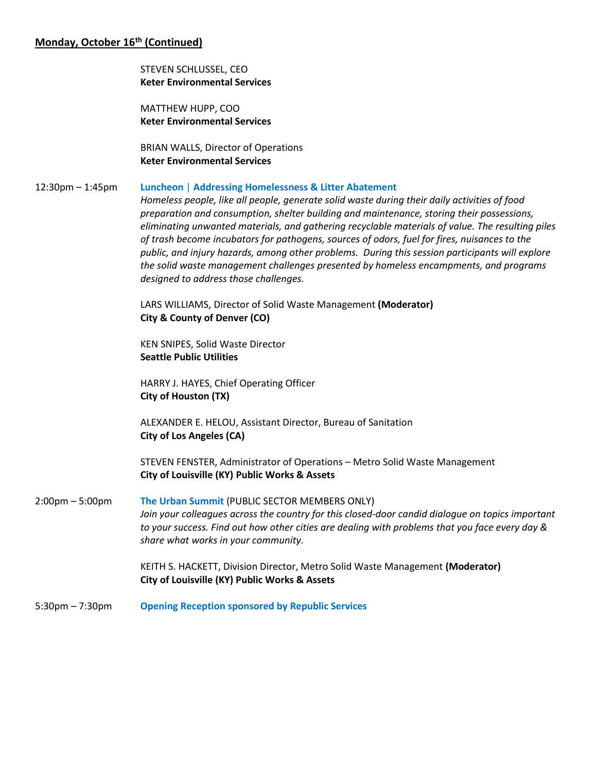**Monday, October 16th (Continued)**

STEVEN SCHLUSSEL, CEO
**Keter Environmental Services**

MATTHEW HUPP, COO
**Keter Environmental Services**

BRIAN WALLS, Director of Operations
**Keter Environmental Services**

12:30pm – 1:45pm **Luncheon | Addressing Homelessness & Litter Abatement**

*Homeless people, like all people, generate solid waste during their daily activities of food preparation and consumption, shelter building and maintenance, storing their possessions, eliminating unwanted materials, and gathering recyclable materials of value. The resulting piles of trash become incubators for pathogens, sources of odors, fuel for fires, nuisances to the public, and injury hazards, among other problems. During this session participants will explore the solid waste management challenges presented by homeless encampments, and programs designed to address those challenges.*

LARS WILLIAMS, Director of Solid Waste Management **(Moderator)**
**City & County of Denver (CO)**

KEN SNIPES, Solid Waste Director
**Seattle Public Utilities**

HARRY J. HAYES, Chief Operating Officer
**City of Houston (TX)**

ALEXANDER E. HELOU, Assistant Director, Bureau of Sanitation
**City of Los Angeles (CA)**

STEVEN FENSTER, Administrator of Operations – Metro Solid Waste Management
**City of Louisville (KY) Public Works & Assets**

2:00pm – 5:00pm **The Urban Summit** (PUBLIC SECTOR MEMBERS ONLY)

*Join your colleagues across the country for this closed-door candid dialogue on topics important to your success. Find out how other cities are dealing with problems that you face every day & share what works in your community.*

KEITH S. HACKETT, Division Director, Metro Solid Waste Management **(Moderator)**
**City of Louisville (KY) Public Works & Assets**

5:30pm – 7:30pm **Opening Reception sponsored by Republic Services**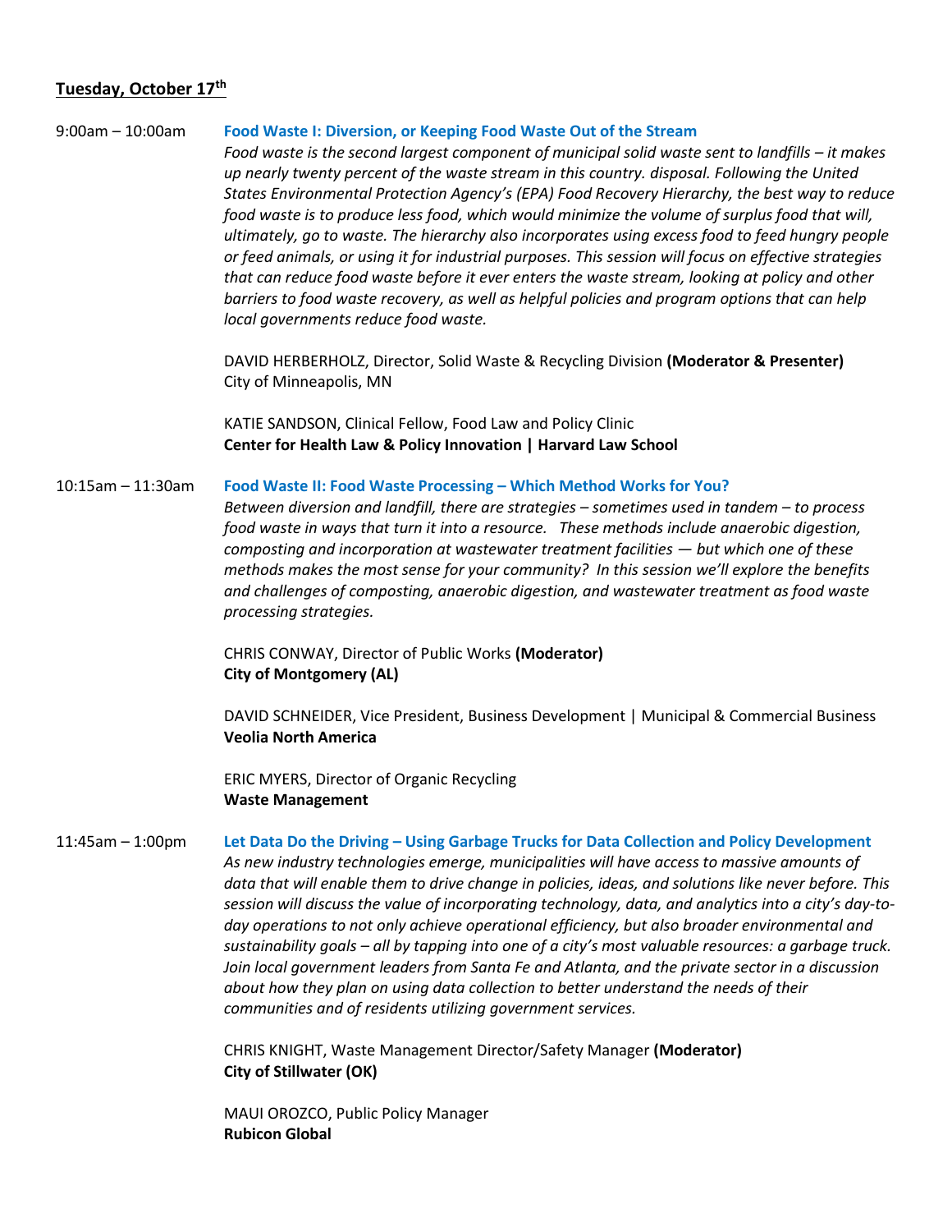## **Tuesday, October 17th**

9:00am – 10:00am **Food Waste I: Diversion, or Keeping Food Waste Out of the Stream**

*Food waste is the second largest component of municipal solid waste sent to landfills – it makes up nearly twenty percent of the waste stream in this country. disposal. Following the United States Environmental Protection Agency's (EPA) Food Recovery Hierarchy, the best way to reduce food waste is to produce less food, which would minimize the volume of surplus food that will, ultimately, go to waste. The hierarchy also incorporates using excess food to feed hungry people or feed animals, or using it for industrial purposes. This session will focus on effective strategies that can reduce food waste before it ever enters the waste stream, looking at policy and other barriers to food waste recovery, as well as helpful policies and program options that can help local governments reduce food waste.*

DAVID HERBERHOLZ, Director, Solid Waste & Recycling Division **(Moderator & Presenter)**
City of Minneapolis, MN

KATIE SANDSON, Clinical Fellow, Food Law and Policy Clinic
**Center for Health Law & Policy Innovation | Harvard Law School**

10:15am – 11:30am **Food Waste II: Food Waste Processing – Which Method Works for You?**

*Between diversion and landfill, there are strategies – sometimes used in tandem – to process food waste in ways that turn it into a resource. These methods include anaerobic digestion, composting and incorporation at wastewater treatment facilities — but which one of these methods makes the most sense for your community? In this session we'll explore the benefits and challenges of composting, anaerobic digestion, and wastewater treatment as food waste processing strategies.*

CHRIS CONWAY, Director of Public Works **(Moderator)**
**City of Montgomery (AL)**

DAVID SCHNEIDER, Vice President, Business Development | Municipal & Commercial Business
**Veolia North America**

ERIC MYERS, Director of Organic Recycling
**Waste Management**

11:45am – 1:00pm **Let Data Do the Driving – Using Garbage Trucks for Data Collection and Policy Development**

*As new industry technologies emerge, municipalities will have access to massive amounts of data that will enable them to drive change in policies, ideas, and solutions like never before. This session will discuss the value of incorporating technology, data, and analytics into a city's day-to-day operations to not only achieve operational efficiency, but also broader environmental and sustainability goals – all by tapping into one of a city's most valuable resources: a garbage truck. Join local government leaders from Santa Fe and Atlanta, and the private sector in a discussion about how they plan on using data collection to better understand the needs of their communities and of residents utilizing government services.*

CHRIS KNIGHT, Waste Management Director/Safety Manager **(Moderator)**
**City of Stillwater (OK)**

MAUI OROZCO, Public Policy Manager
**Rubicon Global**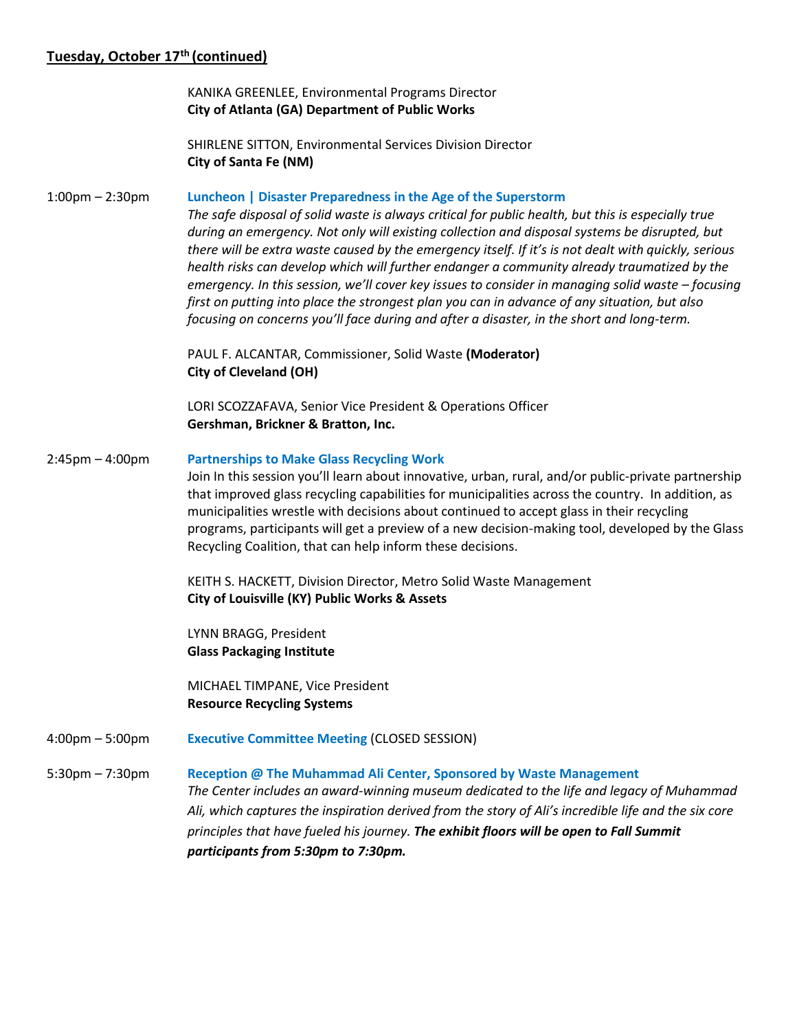## Tuesday, October 17th (continued)

KANIKA GREENLEE, Environmental Programs Director
**City of Atlanta (GA) Department of Public Works**

SHIRLENE SITTON, Environmental Services Division Director
**City of Santa Fe (NM)**

1:00pm – 2:30pm **Luncheon | Disaster Preparedness in the Age of the Superstorm**

*The safe disposal of solid waste is always critical for public health, but this is especially true during an emergency. Not only will existing collection and disposal systems be disrupted, but there will be extra waste caused by the emergency itself. If it's is not dealt with quickly, serious health risks can develop which will further endanger a community already traumatized by the emergency. In this session, we'll cover key issues to consider in managing solid waste – focusing first on putting into place the strongest plan you can in advance of any situation, but also focusing on concerns you'll face during and after a disaster, in the short and long-term.*

PAUL F. ALCANTAR, Commissioner, Solid Waste **(Moderator)**
**City of Cleveland (OH)**

LORI SCOZZAFAVA, Senior Vice President & Operations Officer
**Gershman, Brickner & Bratton, Inc.**

2:45pm – 4:00pm **Partnerships to Make Glass Recycling Work**

Join In this session you'll learn about innovative, urban, rural, and/or public-private partnership that improved glass recycling capabilities for municipalities across the country. In addition, as municipalities wrestle with decisions about continued to accept glass in their recycling programs, participants will get a preview of a new decision-making tool, developed by the Glass Recycling Coalition, that can help inform these decisions.

KEITH S. HACKETT, Division Director, Metro Solid Waste Management
**City of Louisville (KY) Public Works & Assets**

LYNN BRAGG, President
**Glass Packaging Institute**

MICHAEL TIMPANE, Vice President
**Resource Recycling Systems**

4:00pm – 5:00pm **Executive Committee Meeting** (CLOSED SESSION)

5:30pm – 7:30pm **Reception @ The Muhammad Ali Center, Sponsored by Waste Management**

*The Center includes an award-winning museum dedicated to the life and legacy of Muhammad Ali, which captures the inspiration derived from the story of Ali's incredible life and the six core principles that have fueled his journey.* ***The exhibit floors will be open to Fall Summit participants from 5:30pm to 7:30pm.***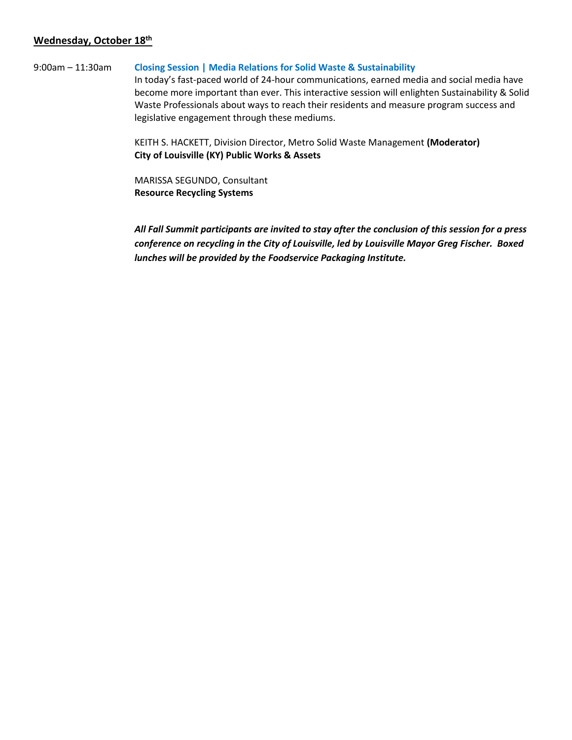**Wednesday, October 18th**

9:00am – 11:30am **Closing Session | Media Relations for Solid Waste & Sustainability**

In today's fast-paced world of 24-hour communications, earned media and social media have become more important than ever. This interactive session will enlighten Sustainability & Solid Waste Professionals about ways to reach their residents and measure program success and legislative engagement through these mediums.

KEITH S. HACKETT, Division Director, Metro Solid Waste Management **(Moderator)**
**City of Louisville (KY) Public Works & Assets**

MARISSA SEGUNDO, Consultant
**Resource Recycling Systems**

***All Fall Summit participants are invited to stay after the conclusion of this session for a press conference on recycling in the City of Louisville, led by Louisville Mayor Greg Fischer. Boxed lunches will be provided by the Foodservice Packaging Institute.***